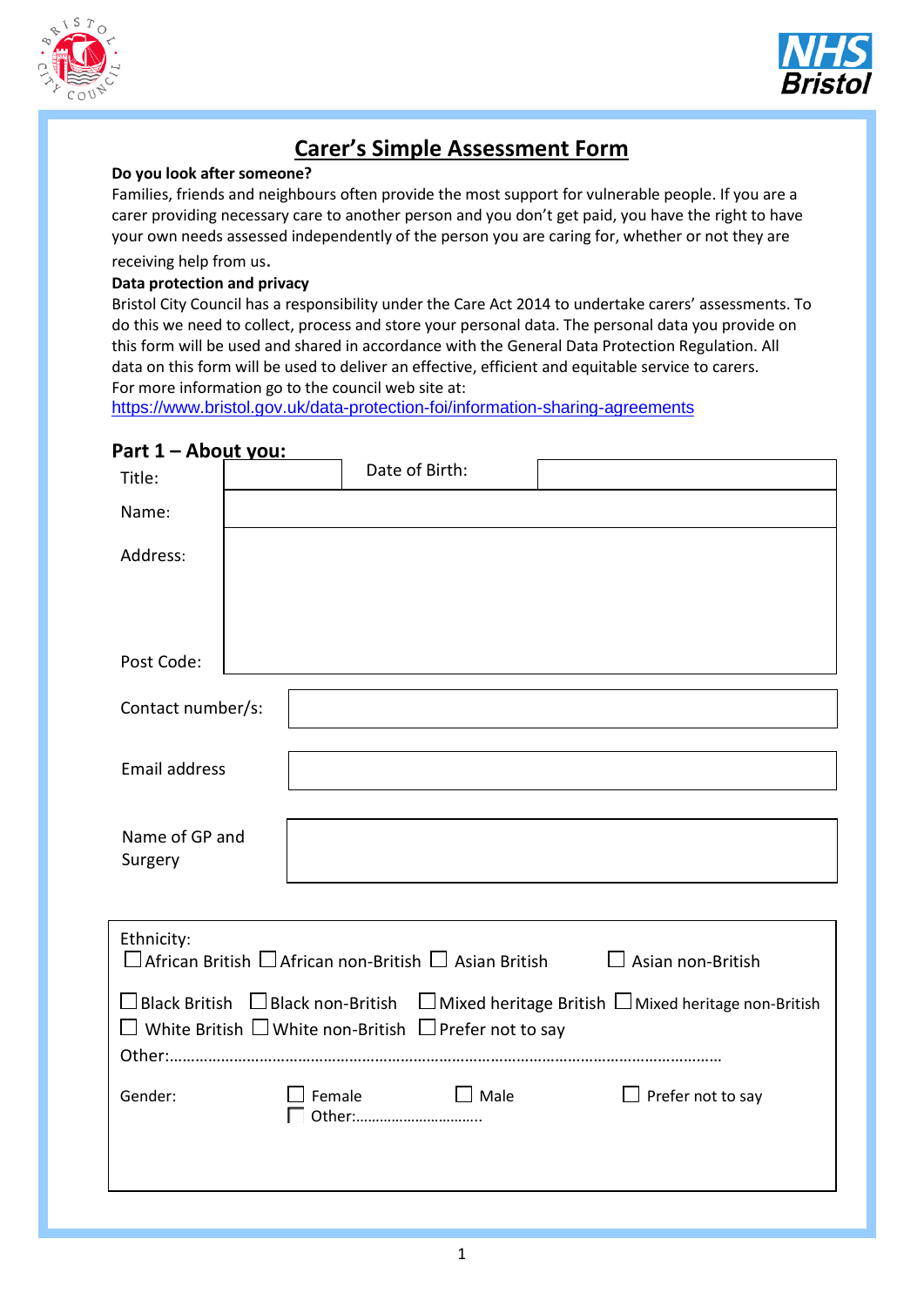# Carer's Simple Assessment Form

**Do you look after someone?**

Families, friends and neighbours often provide the most support for vulnerable people. If you are a carer providing necessary care to another person and you don't get paid, you have the right to have your own needs assessed independently of the person you are caring for, whether or not they are receiving help from us.

**Data protection and privacy**

Bristol City Council has a responsibility under the Care Act 2014 to undertake carers' assessments. To do this we need to collect, process and store your personal data. The personal data you provide on this form will be used and shared in accordance with the General Data Protection Regulation. All data on this form will be used to deliver an effective, efficient and equitable service to carers.
For more information go to the council web site at:
https://www.bristol.gov.uk/data-protection-foi/information-sharing-agreements

## Part 1 – About you:

| Title: | | Date of Birth: | |
|---|---|---|---|
| Name: | | | |
| Address:<br><br>Post Code: | | | |

| Contact number/s: | |
|---|---|
| Email address | |
| Name of GP and Surgery | |

Ethnicity:
☐ African British ☐ African non-British ☐ Asian British ☐ Asian non-British

☐ Black British ☐ Black non-British ☐ Mixed heritage British ☐ Mixed heritage non-British
☐ White British ☐ White non-British ☐ Prefer not to say
Other:……………………………………………………………………………………………………………………

Gender: ☐ Female ☐ Male ☐ Prefer not to say
☐ Other:…………………………..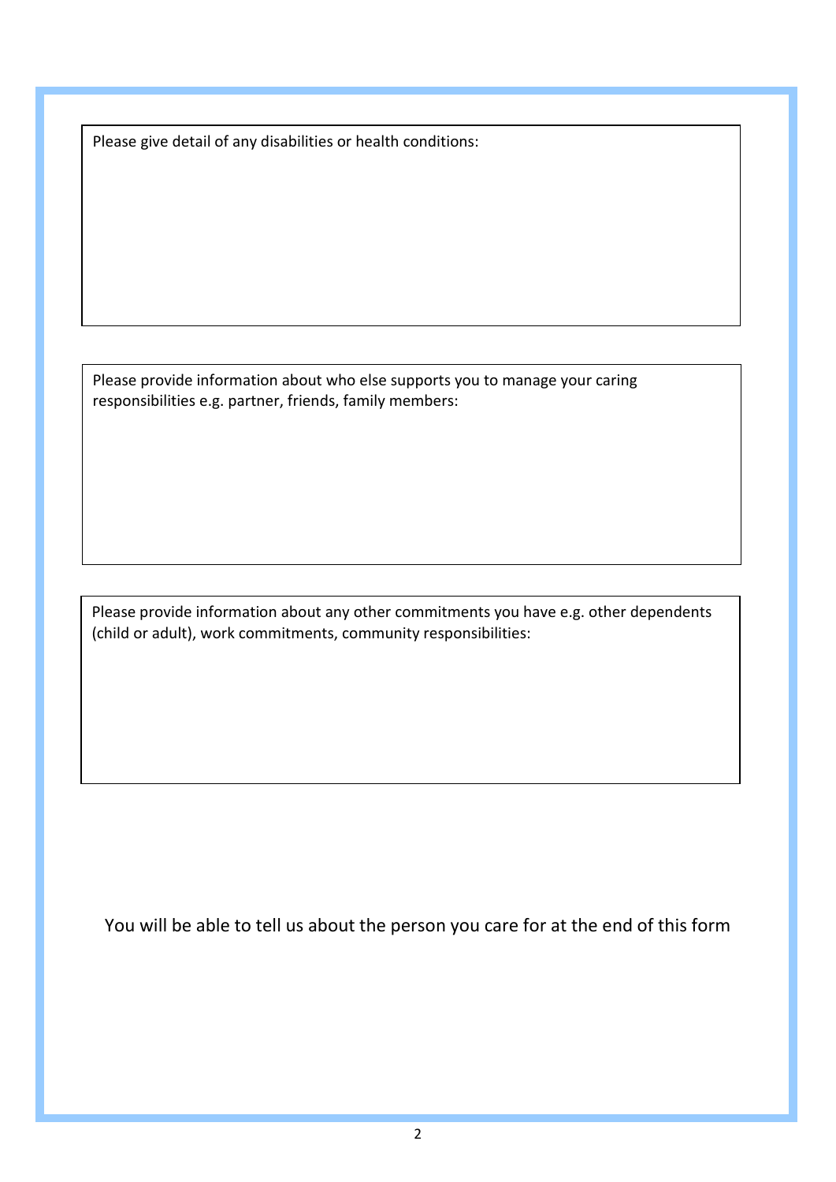Please give detail of any disabilities or health conditions:

Please provide information about who else supports you to manage your caring responsibilities e.g. partner, friends, family members:

Please provide information about any other commitments you have e.g. other dependents (child or adult), work commitments, community responsibilities:

You will be able to tell us about the person you care for at the end of this form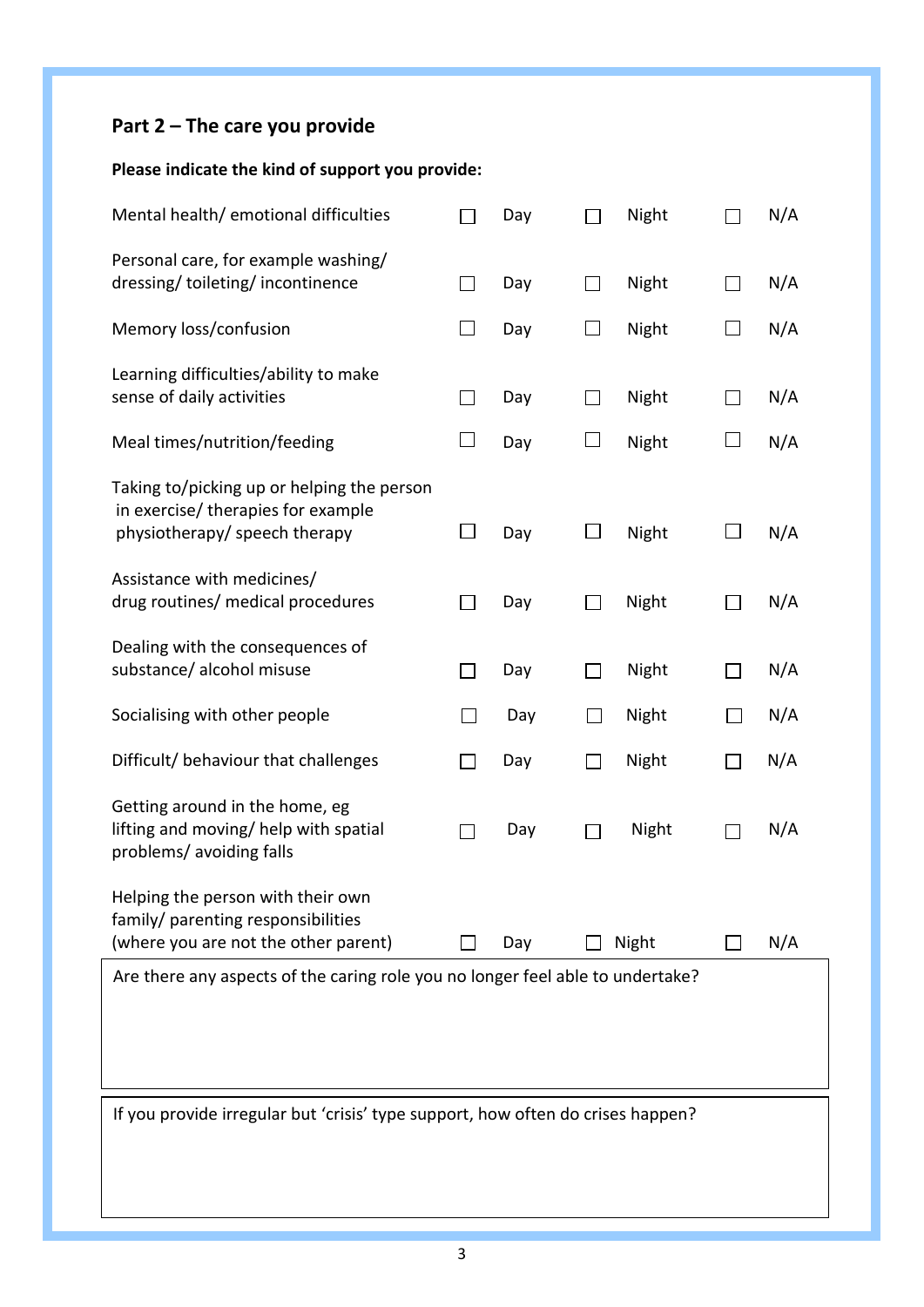## Part 2 – The care you provide

**Please indicate the kind of support you provide:**

| | | | |
|---|---|---|---|
| Mental health/ emotional difficulties | ☐ Day | ☐ Night | ☐ N/A |
| Personal care, for example washing/ dressing/ toileting/ incontinence | ☐ Day | ☐ Night | ☐ N/A |
| Memory loss/confusion | ☐ Day | ☐ Night | ☐ N/A |
| Learning difficulties/ability to make sense of daily activities | ☐ Day | ☐ Night | ☐ N/A |
| Meal times/nutrition/feeding | ☐ Day | ☐ Night | ☐ N/A |
| Taking to/picking up or helping the person in exercise/ therapies for example physiotherapy/ speech therapy | ☐ Day | ☐ Night | ☐ N/A |
| Assistance with medicines/ drug routines/ medical procedures | ☐ Day | ☐ Night | ☐ N/A |
| Dealing with the consequences of substance/ alcohol misuse | ☐ Day | ☐ Night | ☐ N/A |
| Socialising with other people | ☐ Day | ☐ Night | ☐ N/A |
| Difficult/ behaviour that challenges | ☐ Day | ☐ Night | ☐ N/A |
| Getting around in the home, eg lifting and moving/ help with spatial problems/ avoiding falls | ☐ Day | ☐ Night | ☐ N/A |
| Helping the person with their own family/ parenting responsibilities (where you are not the other parent) | ☐ Day | ☐ Night | ☐ N/A |

Are there any aspects of the caring role you no longer feel able to undertake?

If you provide irregular but 'crisis' type support, how often do crises happen?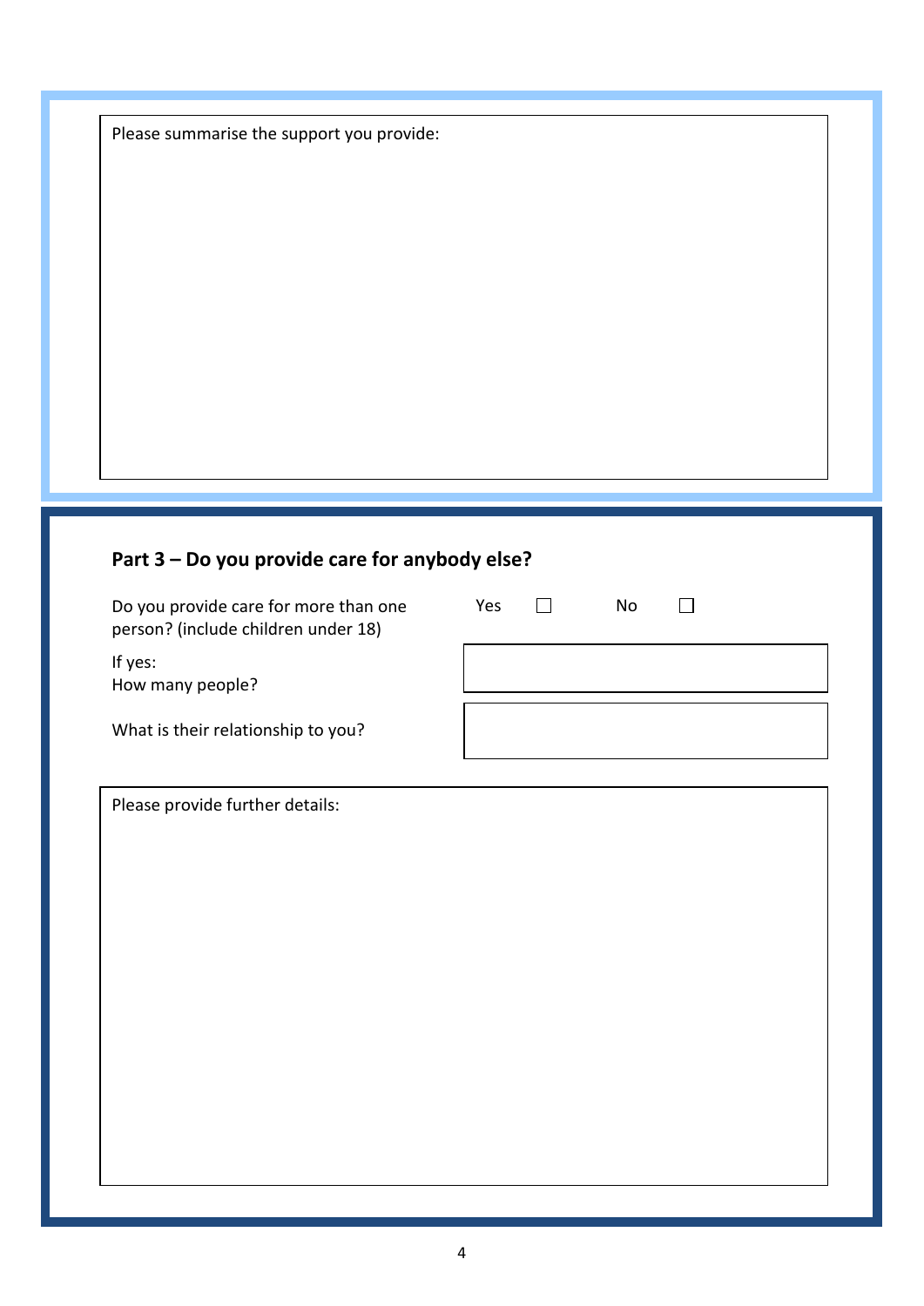Please summarise the support you provide:

## Part 3 – Do you provide care for anybody else?

| | |
|---|---|
| Do you provide care for more than one person? (include children under 18) | Yes ☐ No ☐ |
| If yes:<br>How many people? | |
| What is their relationship to you? | |

Please provide further details: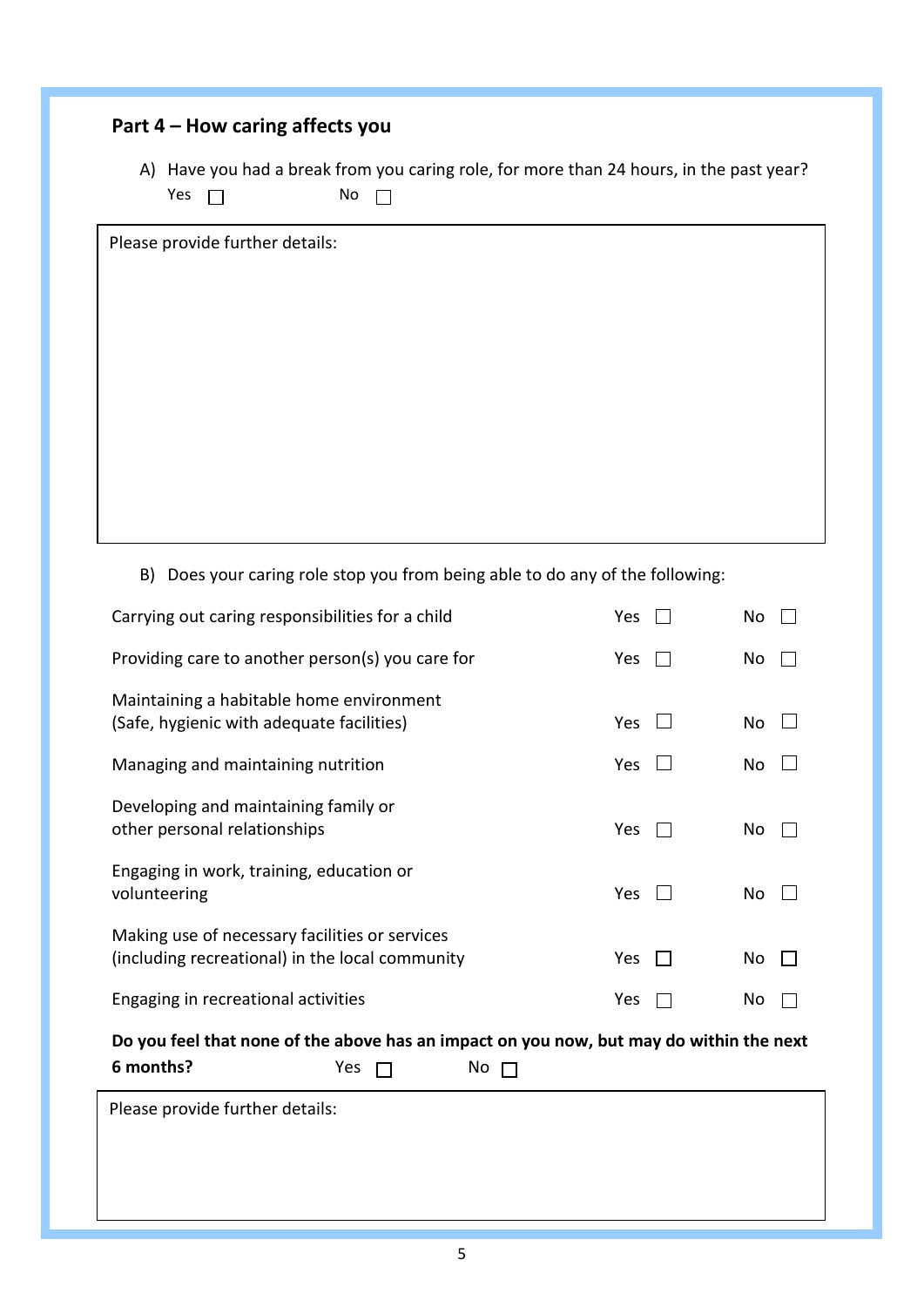## Part 4 – How caring affects you

A) Have you had a break from you caring role, for more than 24 hours, in the past year?

Yes ☐ No ☐

Please provide further details:

B) Does your caring role stop you from being able to do any of the following:

| | | |
|---|---|---|
| Carrying out caring responsibilities for a child | Yes ☐ | No ☐ |
| Providing care to another person(s) you care for | Yes ☐ | No ☐ |
| Maintaining a habitable home environment (Safe, hygienic with adequate facilities) | Yes ☐ | No ☐ |
| Managing and maintaining nutrition | Yes ☐ | No ☐ |
| Developing and maintaining family or other personal relationships | Yes ☐ | No ☐ |
| Engaging in work, training, education or volunteering | Yes ☐ | No ☐ |
| Making use of necessary facilities or services (including recreational) in the local community | Yes ☐ | No ☐ |
| Engaging in recreational activities | Yes ☐ | No ☐ |

**Do you feel that none of the above has an impact on you now, but may do within the next 6 months?** Yes ☐ No ☐

Please provide further details: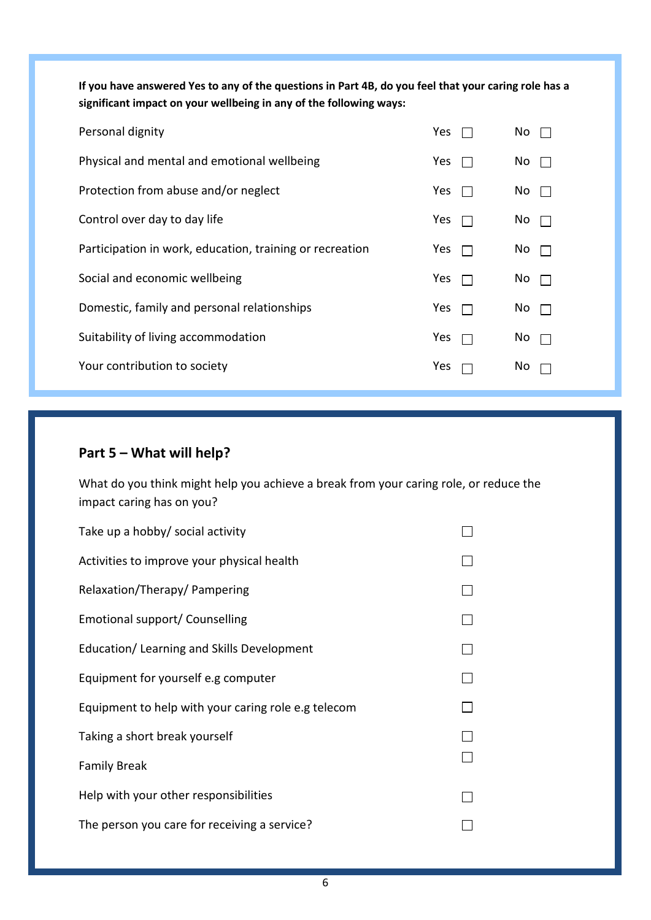**If you have answered Yes to any of the questions in Part 4B, do you feel that your caring role has a significant impact on your wellbeing in any of the following ways:**

| | | |
|---|---|---|
| Personal dignity | Yes ☐ | No ☐ |
| Physical and mental and emotional wellbeing | Yes ☐ | No ☐ |
| Protection from abuse and/or neglect | Yes ☐ | No ☐ |
| Control over day to day life | Yes ☐ | No ☐ |
| Participation in work, education, training or recreation | Yes ☐ | No ☐ |
| Social and economic wellbeing | Yes ☐ | No ☐ |
| Domestic, family and personal relationships | Yes ☐ | No ☐ |
| Suitability of living accommodation | Yes ☐ | No ☐ |
| Your contribution to society | Yes ☐ | No ☐ |

## Part 5 – What will help?

What do you think might help you achieve a break from your caring role, or reduce the impact caring has on you?

| | |
|---|---|
| Take up a hobby/ social activity | ☐ |
| Activities to improve your physical health | ☐ |
| Relaxation/Therapy/ Pampering | ☐ |
| Emotional support/ Counselling | ☐ |
| Education/ Learning and Skills Development | ☐ |
| Equipment for yourself e.g computer | ☐ |
| Equipment to help with your caring role e.g telecom | ☐ |
| Taking a short break yourself | ☐ |
| Family Break | ☐ |
| Help with your other responsibilities | ☐ |
| The person you care for receiving a service? | ☐ |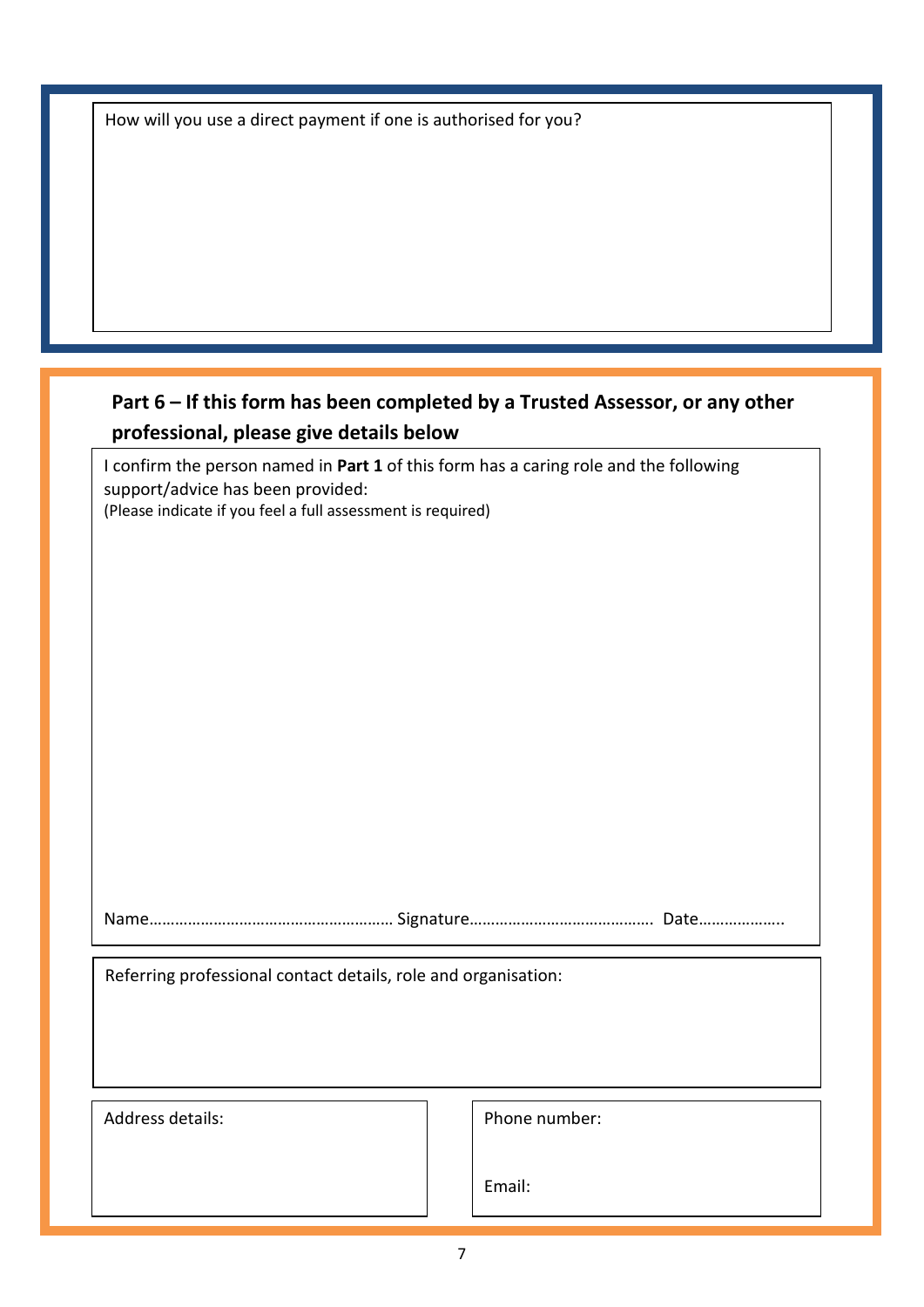How will you use a direct payment if one is authorised for you?

## Part 6 – If this form has been completed by a Trusted Assessor, or any other professional, please give details below

I confirm the person named in **Part 1** of this form has a caring role and the following support/advice has been provided:
(Please indicate if you feel a full assessment is required)

Name……………………………………………… Signature……………………………………. Date………………..

Referring professional contact details, role and organisation:

Address details:

Phone number:

Email: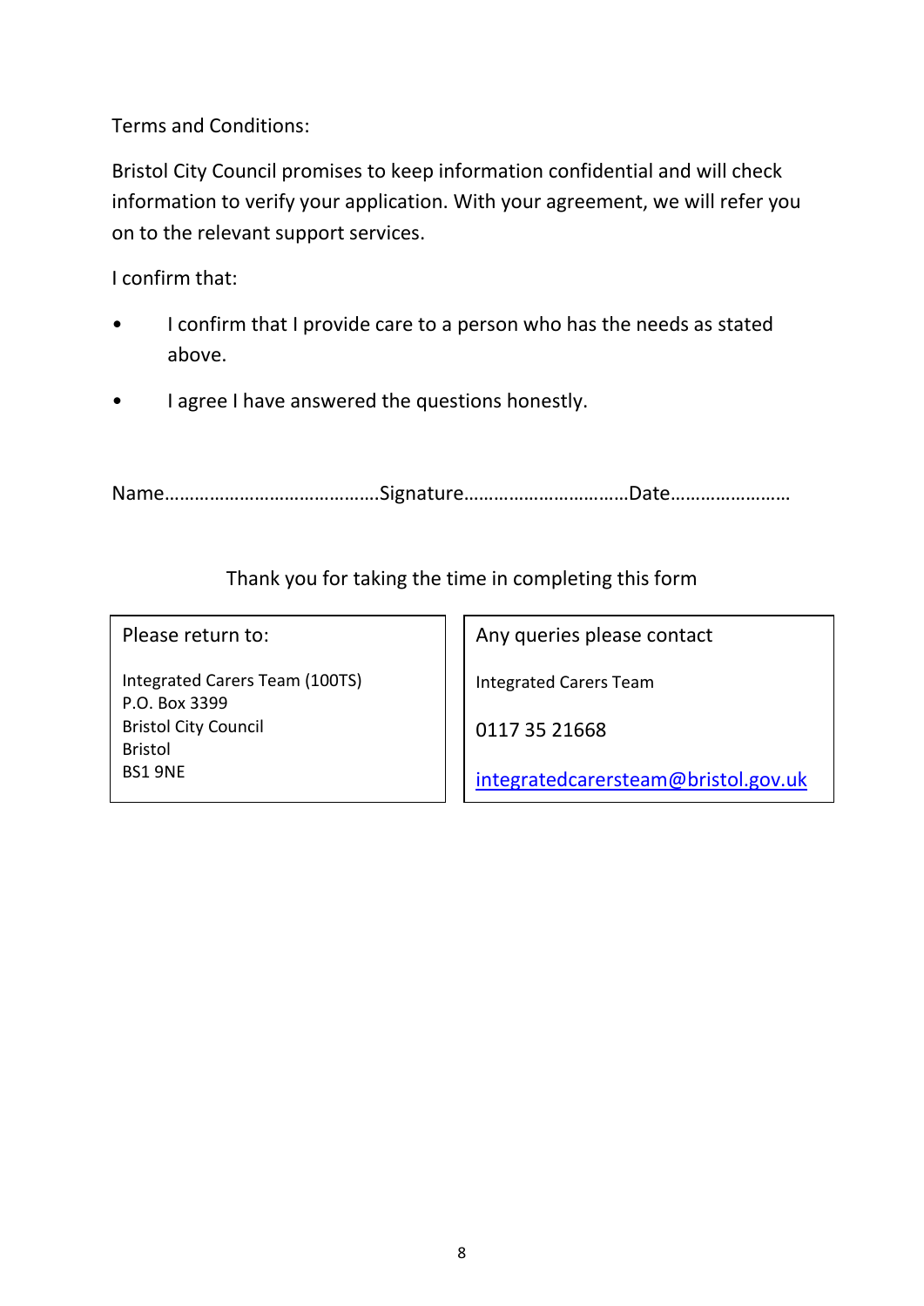Terms and Conditions:

Bristol City Council promises to keep information confidential and will check information to verify your application. With your agreement, we will refer you on to the relevant support services.

I confirm that:

- I confirm that I provide care to a person who has the needs as stated above.
- I agree I have answered the questions honestly.

Name……………………………………Signature……………………………Date……………………

Thank you for taking the time in completing this form

| Please return to: | Any queries please contact |
|---|---|
| Integrated Carers Team (100TS)<br>P.O. Box 3399<br>Bristol City Council<br>Bristol<br>BS1 9NE | Integrated Carers Team<br><br>0117 35 21668<br><br>integratedcarersteam@bristol.gov.uk |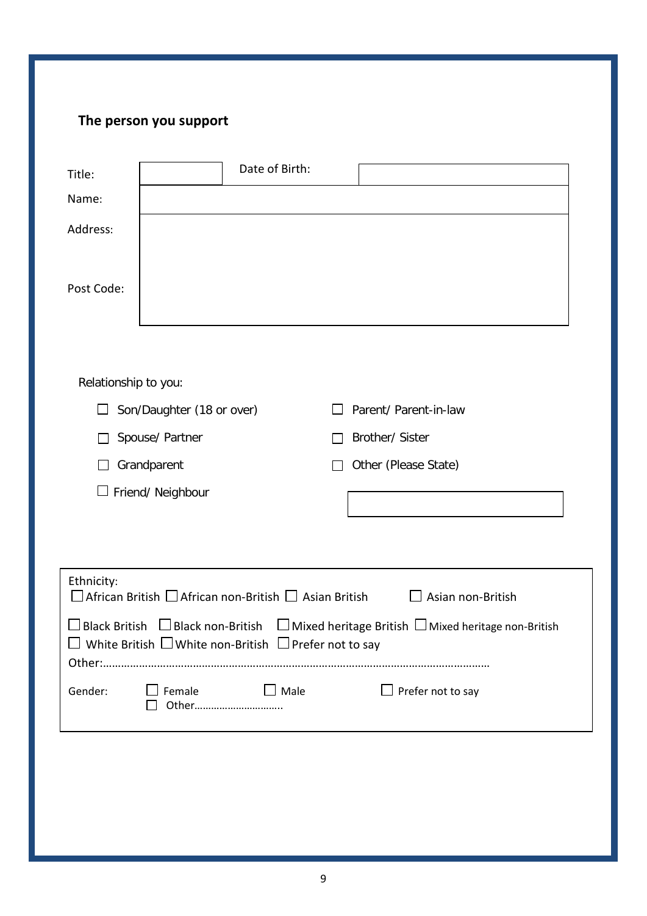## The person you support

| | | | |
|---|---|---|---|
| Title: | | Date of Birth: | |
| Name: | | | |
| Address: <br><br> Post Code: | | | |

Relationship to you:

- ☐ Son/Daughter (18 or over)
- ☐ Parent/ Parent-in-law
- ☐ Spouse/ Partner
- ☐ Brother/ Sister
- ☐ Grandparent
- ☐ Other (Please State)
- ☐ Friend/ Neighbour

Ethnicity:

☐ African British ☐ African non-British ☐ Asian British ☐ Asian non-British

☐ Black British ☐ Black non-British ☐ Mixed heritage British ☐ Mixed heritage non-British

☐ White British ☐ White non-British ☐ Prefer not to say

Other:……………………………………………………………………………………………………………………

Gender: ☐ Female ☐ Male ☐ Prefer not to say

☐ Other…………………………..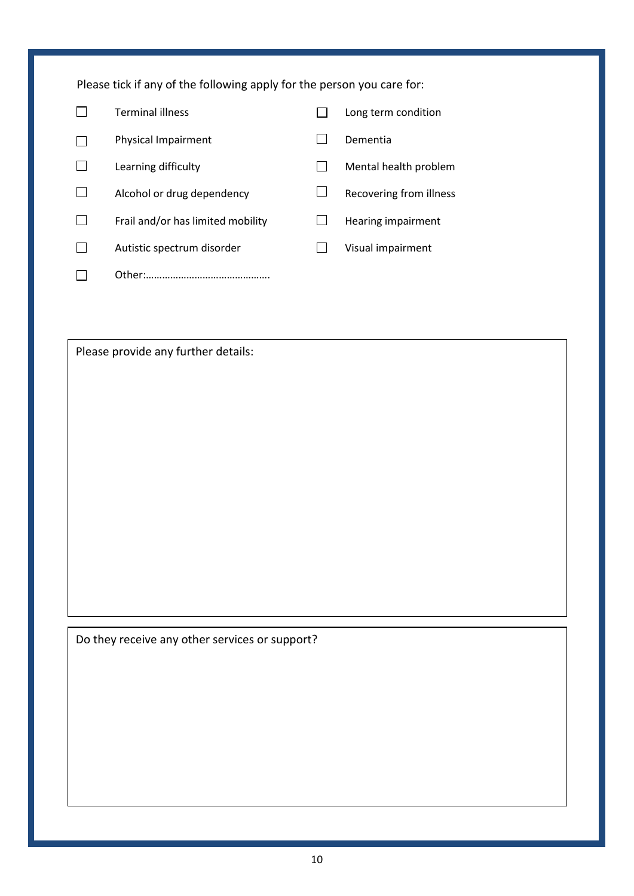Please tick if any of the following apply for the person you care for:

- ☐ Terminal illness
- ☐ Long term condition
- ☐ Physical Impairment
- ☐ Dementia
- ☐ Learning difficulty
- ☐ Mental health problem
- ☐ Alcohol or drug dependency
- ☐ Recovering from illness
- ☐ Frail and/or has limited mobility
- ☐ Hearing impairment
- ☐ Autistic spectrum disorder
- ☐ Visual impairment
- ☐ Other:……………………………………….

Please provide any further details:

Do they receive any other services or support?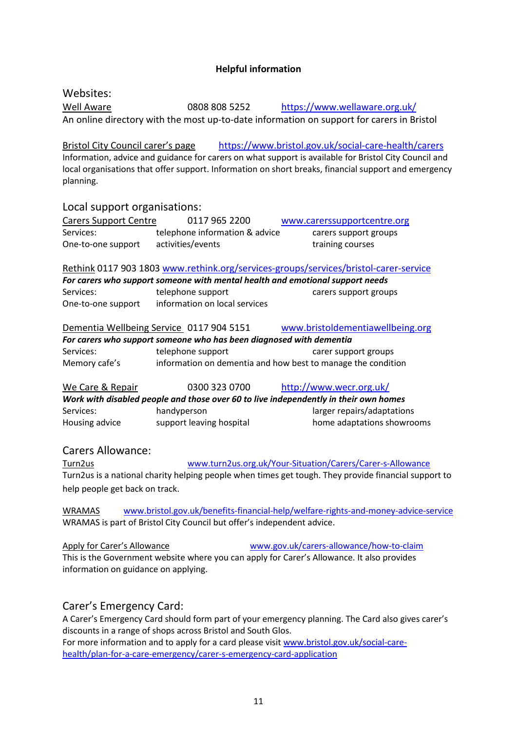**Helpful information**

## Websites:

Well Aware 0808 808 5252 https://www.wellaware.org.uk/

An online directory with the most up-to-date information on support for carers in Bristol

Bristol City Council carer's page https://www.bristol.gov.uk/social-care-health/carers

Information, advice and guidance for carers on what support is available for Bristol City Council and local organisations that offer support. Information on short breaks, financial support and emergency planning.

## Local support organisations:

Carers Support Centre 0117 965 2200 www.carerssupportcentre.org

| | | |
|---|---|---|
| Services: | telephone information & advice | carers support groups |
| One-to-one support | activities/events | training courses |

Rethink 0117 903 1803 www.rethink.org/services-groups/services/bristol-carer-service

***For carers who support someone with mental health and emotional support needs***

| | | |
|---|---|---|
| Services: | telephone support | carers support groups |
| One-to-one support | information on local services | |

Dementia Wellbeing Service 0117 904 5151 www.bristoldementiawellbeing.org

***For carers who support someone who has been diagnosed with dementia***

| | | |
|---|---|---|
| Services: | telephone support | carer support groups |
| Memory cafe's | information on dementia and how best to manage the condition | |

We Care & Repair 0300 323 0700 http://www.wecr.org.uk/

***Work with disabled people and those over 60 to live independently in their own homes***

| | | |
|---|---|---|
| Services: | handyperson | larger repairs/adaptations |
| Housing advice | support leaving hospital | home adaptations showrooms |

## Carers Allowance:

Turn2us www.turn2us.org.uk/Your-Situation/Carers/Carer-s-Allowance

Turn2us is a national charity helping people when times get tough. They provide financial support to help people get back on track.

WRAMAS www.bristol.gov.uk/benefits-financial-help/welfare-rights-and-money-advice-service

WRAMAS is part of Bristol City Council but offer's independent advice.

Apply for Carer's Allowance www.gov.uk/carers-allowance/how-to-claim

This is the Government website where you can apply for Carer's Allowance. It also provides information on guidance on applying.

## Carer's Emergency Card:

A Carer's Emergency Card should form part of your emergency planning. The Card also gives carer's discounts in a range of shops across Bristol and South Glos.

For more information and to apply for a card please visit www.bristol.gov.uk/social-care-health/plan-for-a-care-emergency/carer-s-emergency-card-application